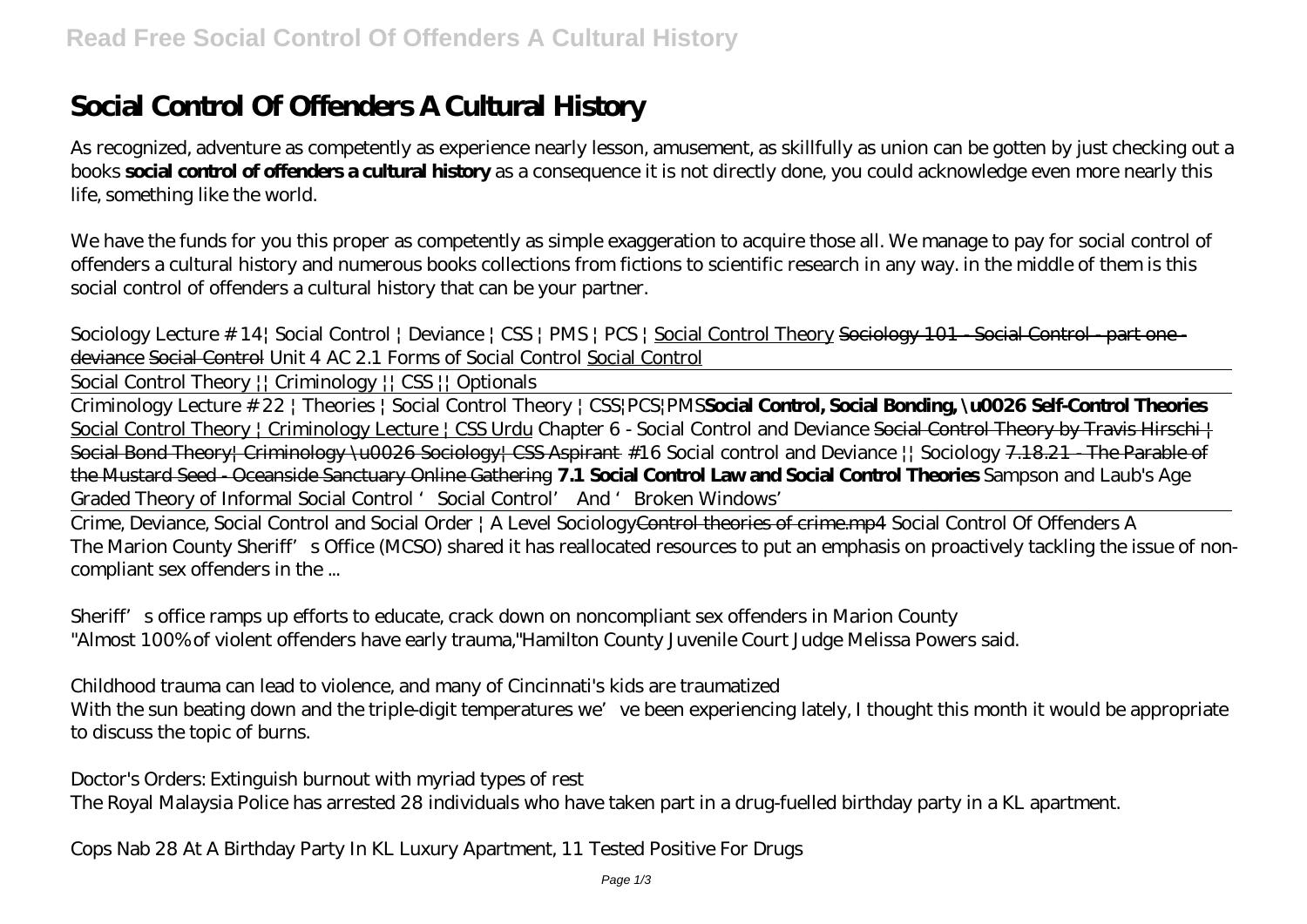# Social Control Of Offenders A Cultural History

As recognized, adventure as competently as experience nearly lesson, amusement, as skillfully as union can be gotten by just checking out a books **social control of offenders a cultural history** as a consequence it is not directly done, you could acknowledge even more nearly this life, something like the world.

We have the funds for you this proper as competently as simple exaggeration to acquire those all. We manage to pay for social control of offenders a cultural history and numerous books collections from fictions to scientific research in any way. in the middle of them is this social control of offenders a cultural history that can be your partner.

*Sociology Lecture # 14| Social Control | Deviance | CSS | PMS | PCS |* Social Control Theory ~~Sociology 101 - Social Control - part one - deviance~~ ~~Social Control~~ *Unit 4 AC 2.1 Forms of Social Control* Social Control

Social Control Theory || Criminology || CSS || Optionals

Criminology Lecture # 22 | Theories | Social Control Theory | CSS|PCS|PMS **Social Control, Social Bonding, \u0026 Self-Control Theories** Social Control Theory | Criminology Lecture | CSS Urdu *Chapter 6 - Social Control and Deviance* ~~Social Control Theory by Travis Hirschi | Social Bond Theory| Criminology \u0026 Sociology| CSS Aspirant~~ *#16 Social control and Deviance || Sociology* ~~7.18.21 - The Parable of the Mustard Seed - Oceanside Sanctuary Online Gathering~~ **7.1 Social Control Law and Social Control Theories** *Sampson and Laub's Age Graded Theory of Informal Social Control* *'Social Control' And 'Broken Windows'*

Crime, Deviance, Social Control and Social Order | A Level Sociology~~Control theories of crime.mp4~~ *Social Control Of Offenders A*
The Marion County Sheriff's Office (MCSO) shared it has reallocated resources to put an emphasis on proactively tackling the issue of non-compliant sex offenders in the ...

*Sheriff's office ramps up efforts to educate, crack down on noncompliant sex offenders in Marion County*
"Almost 100% of violent offenders have early trauma,"Hamilton County Juvenile Court Judge Melissa Powers said.

*Childhood trauma can lead to violence, and many of Cincinnati's kids are traumatized*
With the sun beating down and the triple-digit temperatures we've been experiencing lately, I thought this month it would be appropriate to discuss the topic of burns.

*Doctor's Orders: Extinguish burnout with myriad types of rest*
The Royal Malaysia Police has arrested 28 individuals who have taken part in a drug-fuelled birthday party in a KL apartment.

*Cops Nab 28 At A Birthday Party In KL Luxury Apartment, 11 Tested Positive For Drugs*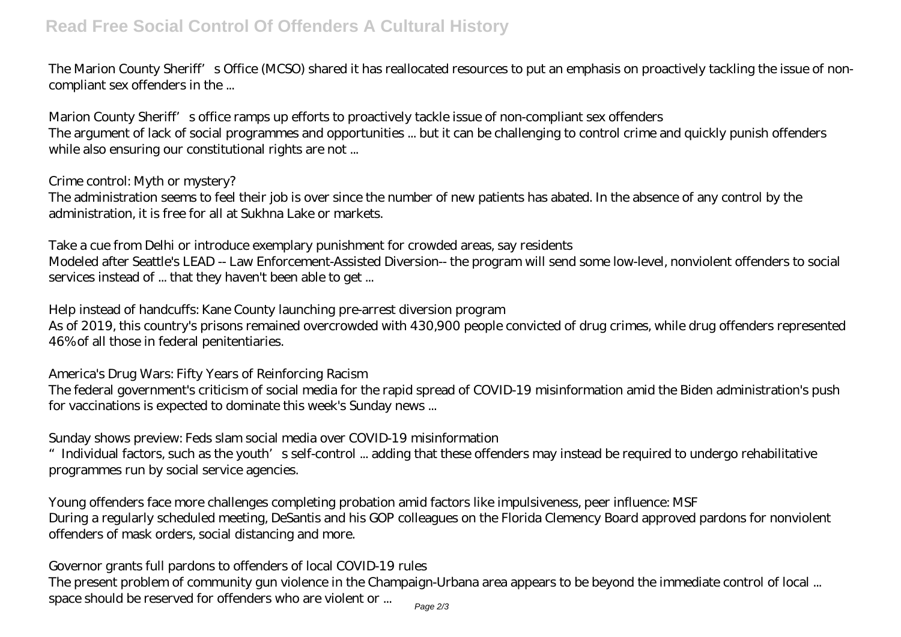The Marion County Sheriff's Office (MCSO) shared it has reallocated resources to put an emphasis on proactively tackling the issue of non-compliant sex offenders in the ...

*Marion County Sheriff's office ramps up efforts to proactively tackle issue of non-compliant sex offenders*
The argument of lack of social programmes and opportunities ... but it can be challenging to control crime and quickly punish offenders while also ensuring our constitutional rights are not ...

*Crime control: Myth or mystery?*
The administration seems to feel their job is over since the number of new patients has abated. In the absence of any control by the administration, it is free for all at Sukhna Lake or markets.

*Take a cue from Delhi or introduce exemplary punishment for crowded areas, say residents*
Modeled after Seattle's LEAD -- Law Enforcement-Assisted Diversion-- the program will send some low-level, nonviolent offenders to social services instead of ... that they haven't been able to get ...

*Help instead of handcuffs: Kane County launching pre-arrest diversion program*
As of 2019, this country's prisons remained overcrowded with 430,900 people convicted of drug crimes, while drug offenders represented 46% of all those in federal penitentiaries.

*America's Drug Wars: Fifty Years of Reinforcing Racism*
The federal government's criticism of social media for the rapid spread of COVID-19 misinformation amid the Biden administration's push for vaccinations is expected to dominate this week's Sunday news ...

*Sunday shows preview: Feds slam social media over COVID-19 misinformation*
"Individual factors, such as the youth's self-control ... adding that these offenders may instead be required to undergo rehabilitative programmes run by social service agencies.

*Young offenders face more challenges completing probation amid factors like impulsiveness, peer influence: MSF*
During a regularly scheduled meeting, DeSantis and his GOP colleagues on the Florida Clemency Board approved pardons for nonviolent offenders of mask orders, social distancing and more.

*Governor grants full pardons to offenders of local COVID-19 rules*
The present problem of community gun violence in the Champaign-Urbana area appears to be beyond the immediate control of local ... space should be reserved for offenders who are violent or ...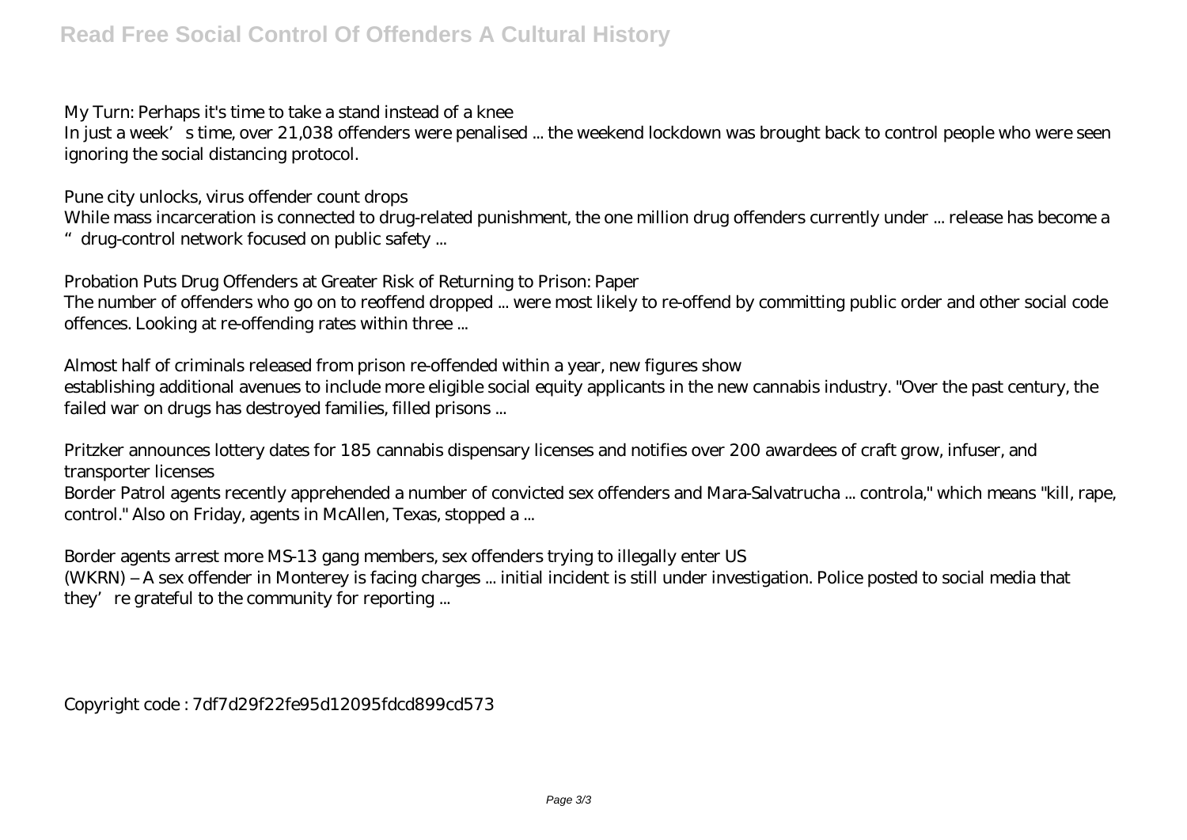*My Turn: Perhaps it's time to take a stand instead of a knee*
In just a week's time, over 21,038 offenders were penalised ... the weekend lockdown was brought back to control people who were seen ignoring the social distancing protocol.

*Pune city unlocks, virus offender count drops*
While mass incarceration is connected to drug-related punishment, the one million drug offenders currently under ... release has become a "drug-control network focused on public safety ...

*Probation Puts Drug Offenders at Greater Risk of Returning to Prison: Paper*
The number of offenders who go on to reoffend dropped ... were most likely to re-offend by committing public order and other social code offences. Looking at re-offending rates within three ...

*Almost half of criminals released from prison re-offended within a year, new figures show*
establishing additional avenues to include more eligible social equity applicants in the new cannabis industry. "Over the past century, the failed war on drugs has destroyed families, filled prisons ...

*Pritzker announces lottery dates for 185 cannabis dispensary licenses and notifies over 200 awardees of craft grow, infuser, and transporter licenses*
Border Patrol agents recently apprehended a number of convicted sex offenders and Mara-Salvatrucha ... controla," which means "kill, rape, control." Also on Friday, agents in McAllen, Texas, stopped a ...

*Border agents arrest more MS-13 gang members, sex offenders trying to illegally enter US*
(WKRN) – A sex offender in Monterey is facing charges ... initial incident is still under investigation. Police posted to social media that they're grateful to the community for reporting ...

Copyright code : 7df7d29f22fe95d12095fdcd899cd573